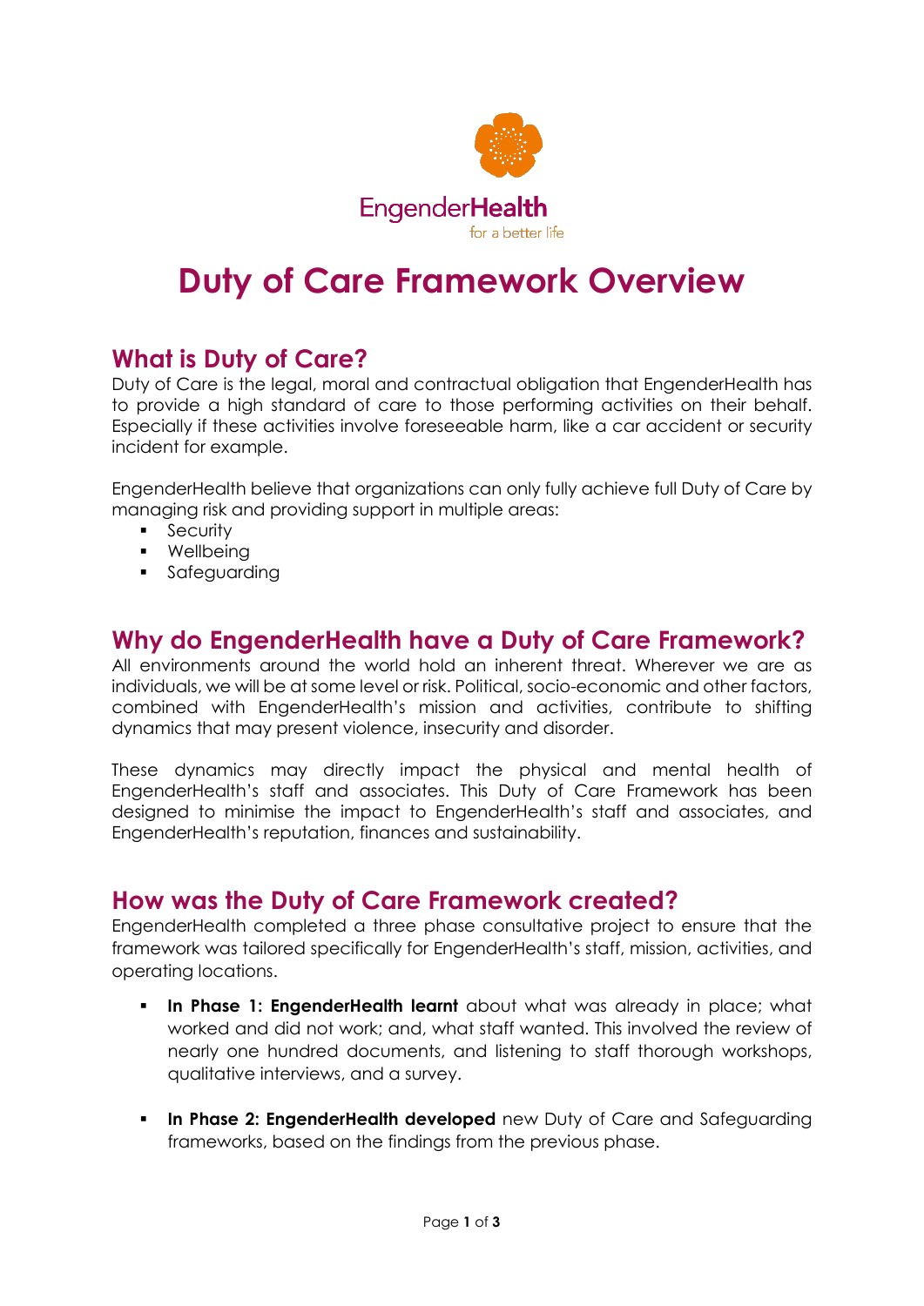EngenderHealth

for a better life

# Duty of Care Framework Overview

## What is Duty of Care?

Duty of Care is the legal, moral and contractual obligation that EngenderHealth has to provide a high standard of care to those performing activities on their behalf. Especially if these activities involve foreseeable harm, like a car accident or security incident for example.

EngenderHealth believe that organizations can only fully achieve full Duty of Care by managing risk and providing support in multiple areas:

- Security
- Wellbeing
- Safeguarding

## Why do EngenderHealth have a Duty of Care Framework?

All environments around the world hold an inherent threat. Wherever we are as individuals, we will be at some level or risk. Political, socio-economic and other factors, combined with EngenderHealth's mission and activities, contribute to shifting dynamics that may present violence, insecurity and disorder.

These dynamics may directly impact the physical and mental health of EngenderHealth's staff and associates. This Duty of Care Framework has been designed to minimise the impact to EngenderHealth's staff and associates, and EngenderHealth's reputation, finances and sustainability.

## How was the Duty of Care Framework created?

EngenderHealth completed a three phase consultative project to ensure that the framework was tailored specifically for EngenderHealth's staff, mission, activities, and operating locations.

- **In Phase 1: EngenderHealth learnt** about what was already in place; what worked and did not work; and, what staff wanted. This involved the review of nearly one hundred documents, and listening to staff thorough workshops, qualitative interviews, and a survey.
- **In Phase 2: EngenderHealth developed** new Duty of Care and Safeguarding frameworks, based on the findings from the previous phase.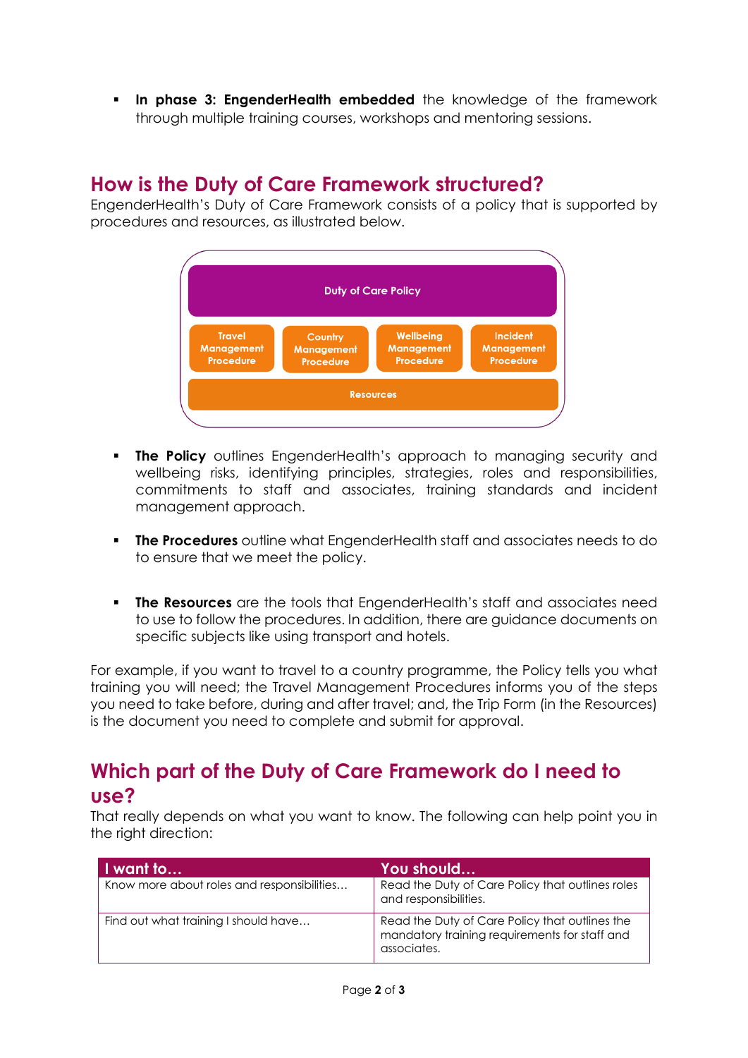- **In phase 3: EngenderHealth embedded** the knowledge of the framework through multiple training courses, workshops and mentoring sessions.

## How is the Duty of Care Framework structured?

EngenderHealth's Duty of Care Framework consists of a policy that is supported by procedures and resources, as illustrated below.

| Duty of Care Policy | | | |
|---|---|---|---|
| Travel Management Procedure | Country Management Procedure | Wellbeing Management Procedure | Incident Management Procedure |
| Resources | | | |

- **The Policy** outlines EngenderHealth's approach to managing security and wellbeing risks, identifying principles, strategies, roles and responsibilities, commitments to staff and associates, training standards and incident management approach.

- **The Procedures** outline what EngenderHealth staff and associates needs to do to ensure that we meet the policy.

- **The Resources** are the tools that EngenderHealth's staff and associates need to use to follow the procedures. In addition, there are guidance documents on specific subjects like using transport and hotels.

For example, if you want to travel to a country programme, the Policy tells you what training you will need; the Travel Management Procedures informs you of the steps you need to take before, during and after travel; and, the Trip Form (in the Resources) is the document you need to complete and submit for approval.

## Which part of the Duty of Care Framework do I need to use?

That really depends on what you want to know. The following can help point you in the right direction:

| I want to… | You should… |
|---|---|
| Know more about roles and responsibilities… | Read the Duty of Care Policy that outlines roles and responsibilities. |
| Find out what training I should have… | Read the Duty of Care Policy that outlines the mandatory training requirements for staff and associates. |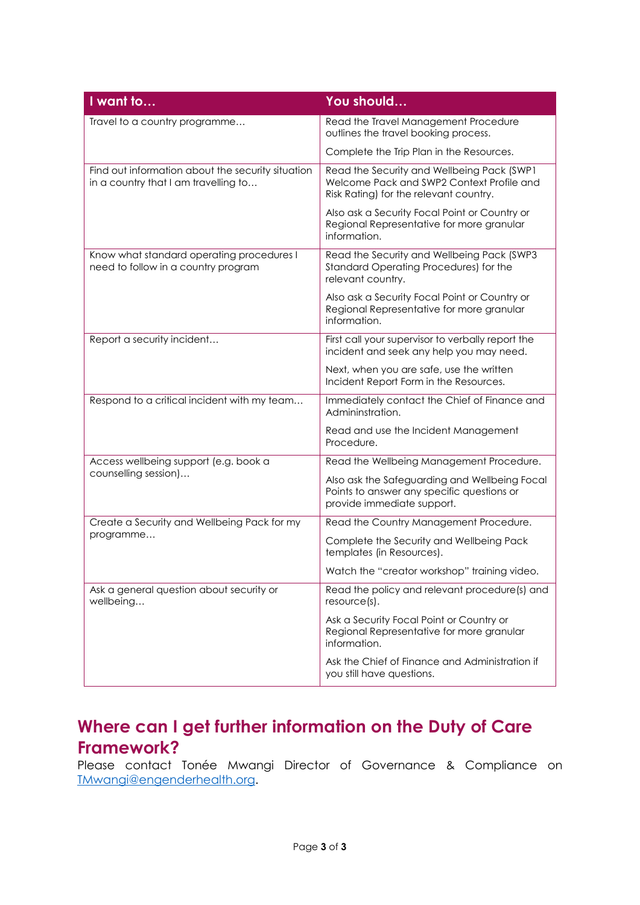| I want to… | You should… |
|---|---|
| Travel to a country programme… | Read the Travel Management Procedure outlines the travel booking process. <br> Complete the Trip Plan in the Resources. |
| Find out information about the security situation in a country that I am travelling to… | Read the Security and Wellbeing Pack (SWP1 Welcome Pack and SWP2 Context Profile and Risk Rating) for the relevant country. <br> Also ask a Security Focal Point or Country or Regional Representative for more granular information. |
| Know what standard operating procedures I need to follow in a country program | Read the Security and Wellbeing Pack (SWP3 Standard Operating Procedures) for the relevant country. <br> Also ask a Security Focal Point or Country or Regional Representative for more granular information. |
| Report a security incident… | First call your supervisor to verbally report the incident and seek any help you may need. <br> Next, when you are safe, use the written Incident Report Form in the Resources. |
| Respond to a critical incident with my team… | Immediately contact the Chief of Finance and Admininstration. <br> Read and use the Incident Management Procedure. |
| Access wellbeing support (e.g. book a counselling session)… | Read the Wellbeing Management Procedure. <br> Also ask the Safeguarding and Wellbeing Focal Points to answer any specific questions or provide immediate support. |
| Create a Security and Wellbeing Pack for my programme… | Read the Country Management Procedure. <br> Complete the Security and Wellbeing Pack templates (in Resources). <br> Watch the "creator workshop" training video. |
| Ask a general question about security or wellbeing… | Read the policy and relevant procedure(s) and resource(s). <br> Ask a Security Focal Point or Country or Regional Representative for more granular information. <br> Ask the Chief of Finance and Administration if you still have questions. |

## Where can I get further information on the Duty of Care Framework?

Please contact Tonée Mwangi Director of Governance & Compliance on TMwangi@engenderhealth.org.